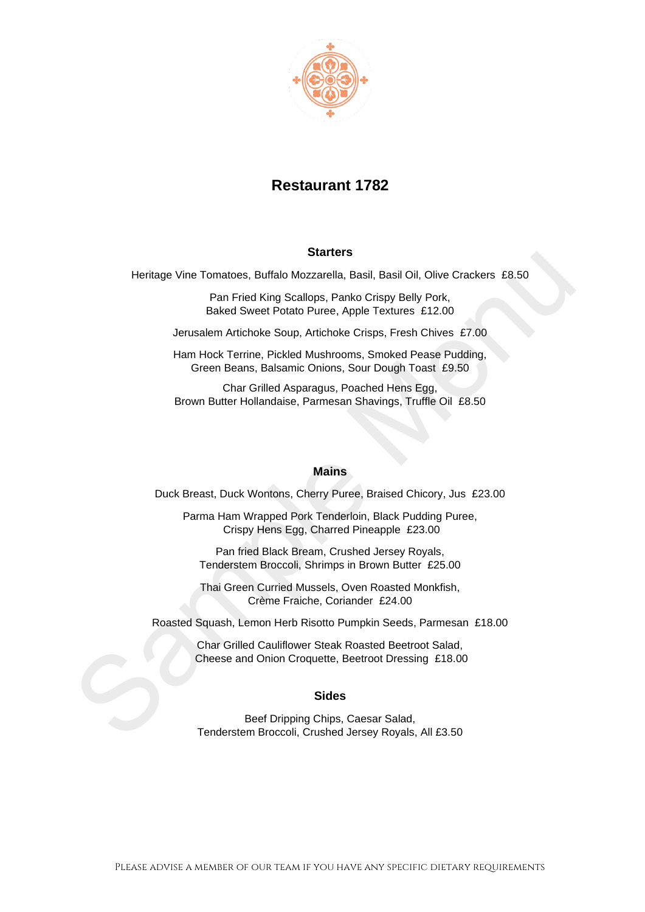# Restaurant 1782

## Starters

Heritage Vine Tomatoes, Buffalo Mozzarella, Basil, Basil Oil, Olive Crackers  £8.50

Pan Fried King Scallops, Panko Crispy Belly Pork,
Baked Sweet Potato Puree, Apple Textures  £12.00

Jerusalem Artichoke Soup, Artichoke Crisps, Fresh Chives  £7.00

Ham Hock Terrine, Pickled Mushrooms, Smoked Pease Pudding,
Green Beans, Balsamic Onions, Sour Dough Toast  £9.50

Char Grilled Asparagus, Poached Hens Egg,
Brown Butter Hollandaise, Parmesan Shavings, Truffle Oil  £8.50

## Mains

Duck Breast, Duck Wontons, Cherry Puree, Braised Chicory, Jus  £23.00

Parma Ham Wrapped Pork Tenderloin, Black Pudding Puree,
Crispy Hens Egg, Charred Pineapple  £23.00

Pan fried Black Bream, Crushed Jersey Royals,
Tenderstem Broccoli, Shrimps in Brown Butter  £25.00

Thai Green Curried Mussels, Oven Roasted Monkfish,
Crème Fraiche, Coriander  £24.00

Roasted Squash, Lemon Herb Risotto Pumpkin Seeds, Parmesan  £18.00

Char Grilled Cauliflower Steak Roasted Beetroot Salad,
Cheese and Onion Croquette, Beetroot Dressing  £18.00

## Sides

Beef Dripping Chips, Caesar Salad,
Tenderstem Broccoli, Crushed Jersey Royals, All £3.50

Please advise a member of our team if you have any specific dietary requirements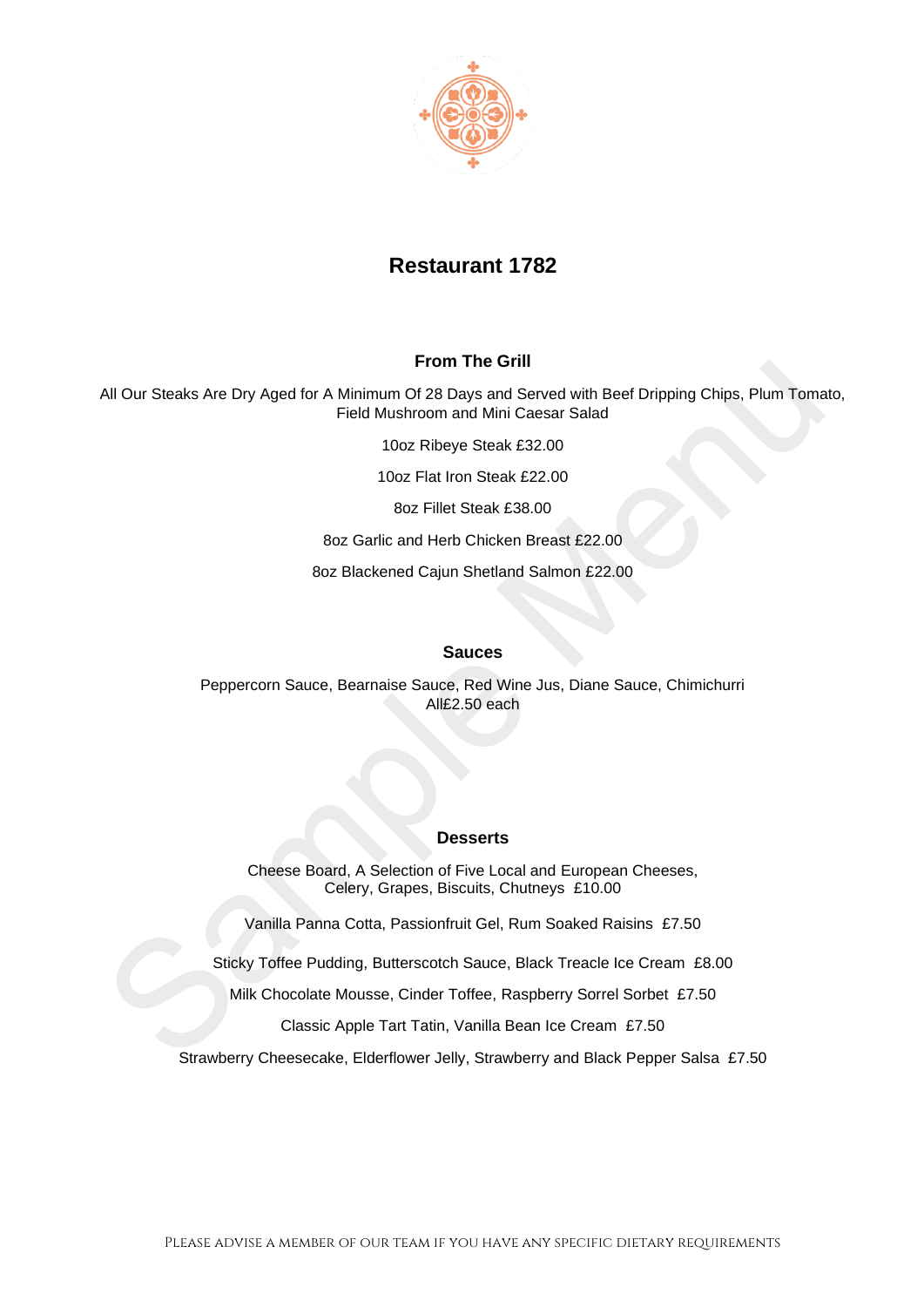# Restaurant 1782

## From The Grill

All Our Steaks Are Dry Aged for A Minimum Of 28 Days and Served with Beef Dripping Chips, Plum Tomato, Field Mushroom and Mini Caesar Salad

10oz Ribeye Steak £32.00

10oz Flat Iron Steak £22.00

8oz Fillet Steak £38.00

8oz Garlic and Herb Chicken Breast £22.00

8oz Blackened Cajun Shetland Salmon £22.00

## Sauces

Peppercorn Sauce, Bearnaise Sauce, Red Wine Jus, Diane Sauce, Chimichurri
All£2.50 each

## Desserts

Cheese Board, A Selection of Five Local and European Cheeses, Celery, Grapes, Biscuits, Chutneys £10.00

Vanilla Panna Cotta, Passionfruit Gel, Rum Soaked Raisins £7.50

Sticky Toffee Pudding, Butterscotch Sauce, Black Treacle Ice Cream £8.00

Milk Chocolate Mousse, Cinder Toffee, Raspberry Sorrel Sorbet £7.50

Classic Apple Tart Tatin, Vanilla Bean Ice Cream £7.50

Strawberry Cheesecake, Elderflower Jelly, Strawberry and Black Pepper Salsa £7.50

Please advise a member of our team if you have any specific dietary requirements